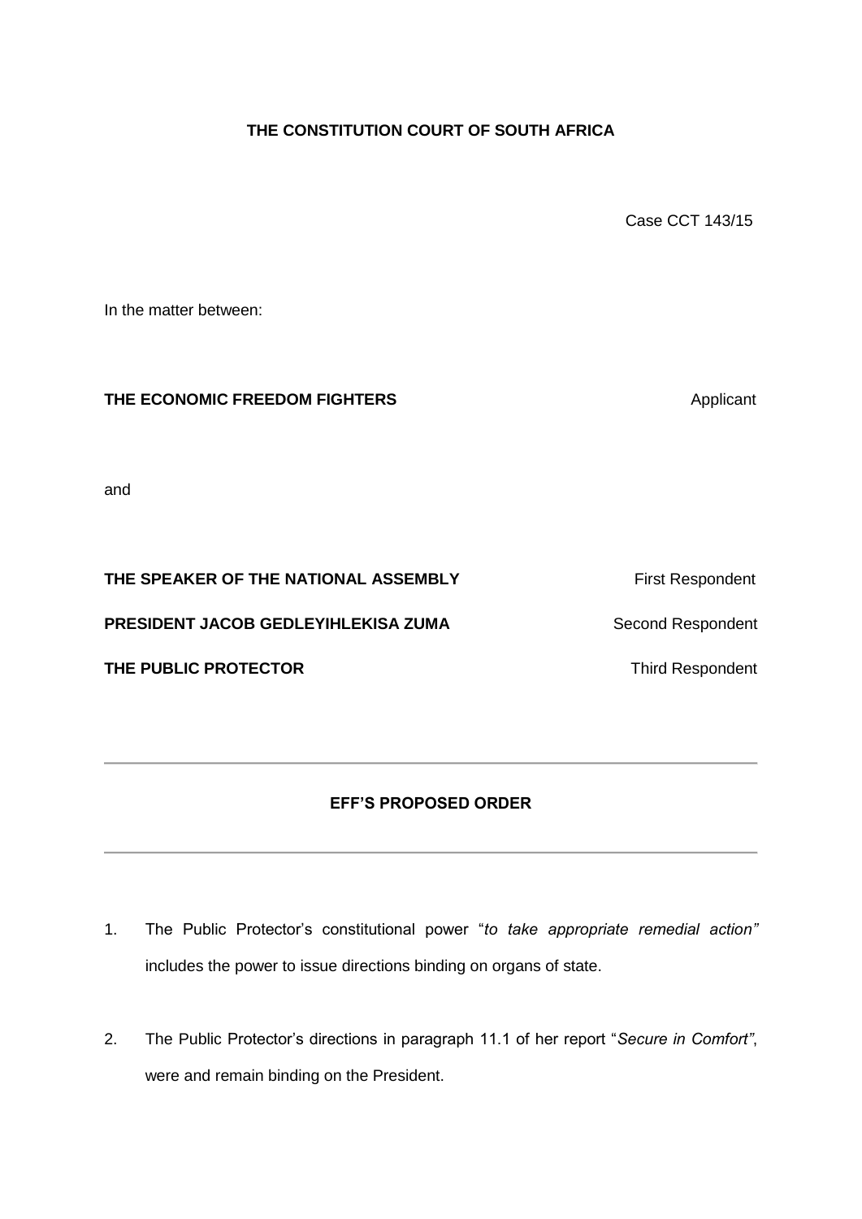**THE CONSTITUTION COURT OF SOUTH AFRICA**

Case CCT 143/15

In the matter between:

**THE ECONOMIC FREEDOM FIGHTERS** Applicant

and

**THE SPEAKER OF THE NATIONAL ASSEMBLY** First Respondent

**PRESIDENT JACOB GEDLEYIHLEKISA ZUMA** Second Respondent

**THE PUBLIC PROTECTOR** Third Respondent

---

**EFF'S PROPOSED ORDER**

---

1. The Public Protector's constitutional power "*to take appropriate remedial action"* includes the power to issue directions binding on organs of state.

2. The Public Protector's directions in paragraph 11.1 of her report "*Secure in Comfort"*, were and remain binding on the President.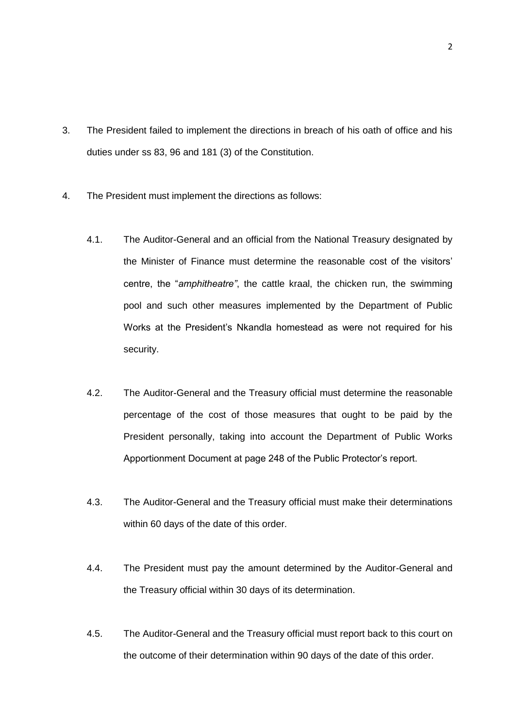3. The President failed to implement the directions in breach of his oath of office and his duties under ss 83, 96 and 181 (3) of the Constitution.

4. The President must implement the directions as follows:

   4.1. The Auditor-General and an official from the National Treasury designated by the Minister of Finance must determine the reasonable cost of the visitors' centre, the "*amphitheatre"*, the cattle kraal, the chicken run, the swimming pool and such other measures implemented by the Department of Public Works at the President's Nkandla homestead as were not required for his security.

   4.2. The Auditor-General and the Treasury official must determine the reasonable percentage of the cost of those measures that ought to be paid by the President personally, taking into account the Department of Public Works Apportionment Document at page 248 of the Public Protector's report.

   4.3. The Auditor-General and the Treasury official must make their determinations within 60 days of the date of this order.

   4.4. The President must pay the amount determined by the Auditor-General and the Treasury official within 30 days of its determination.

   4.5. The Auditor-General and the Treasury official must report back to this court on the outcome of their determination within 90 days of the date of this order.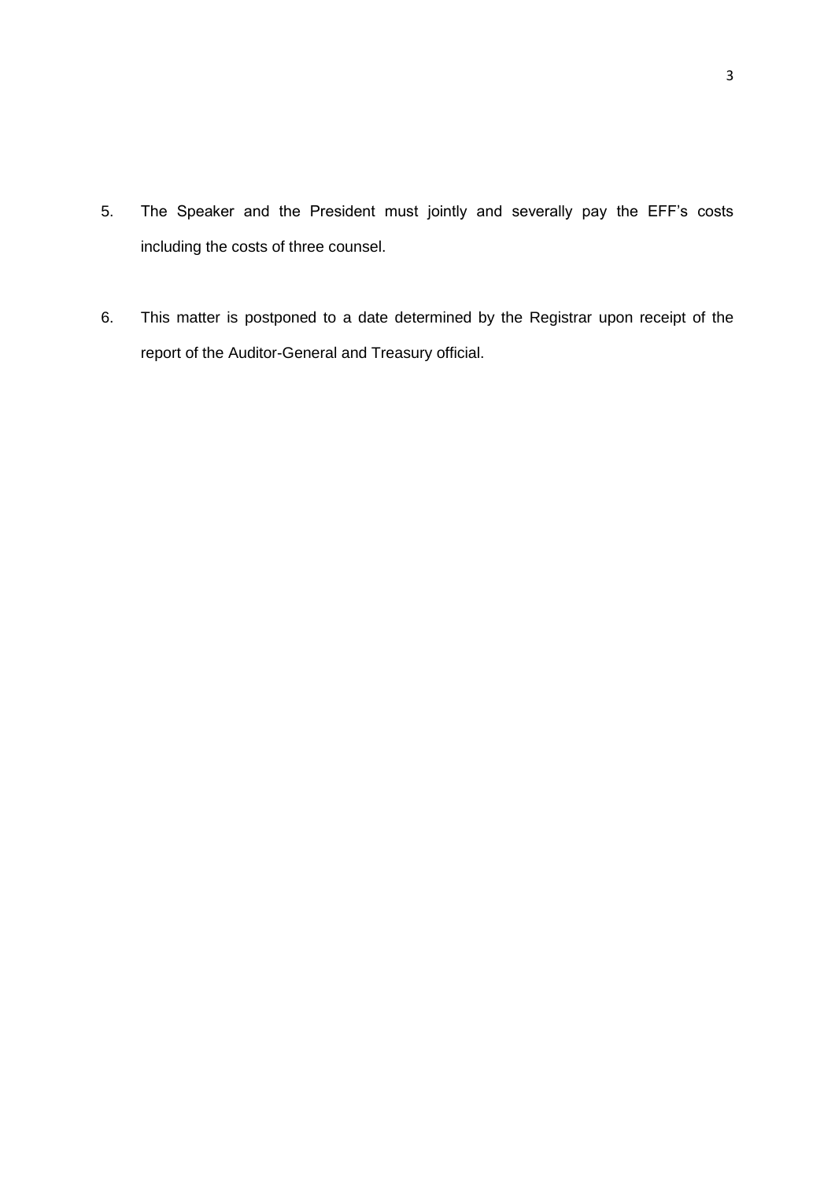5. The Speaker and the President must jointly and severally pay the EFF's costs including the costs of three counsel.

6. This matter is postponed to a date determined by the Registrar upon receipt of the report of the Auditor-General and Treasury official.